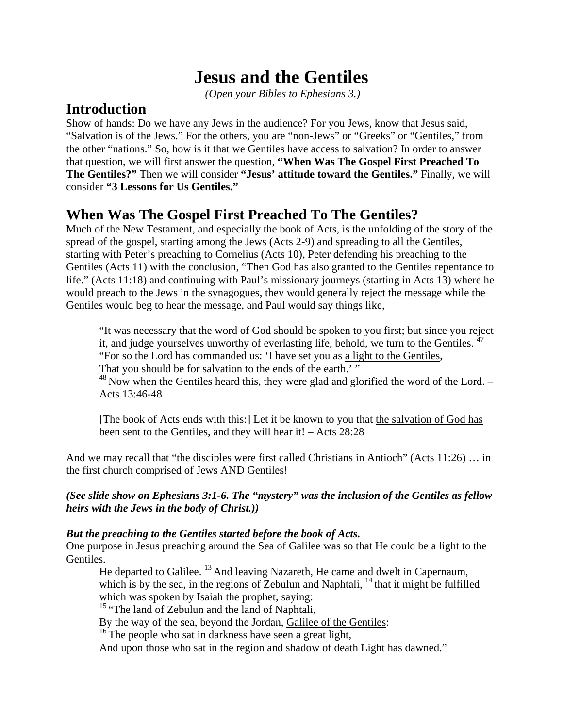# Jesus and the Gentiles

*(Open your Bibles to Ephesians 3.)*

## Introduction

Show of hands: Do we have any Jews in the audience? For you Jews, know that Jesus said, "Salvation is of the Jews." For the others, you are "non-Jews" or "Greeks" or "Gentiles," from the other "nations." So, how is it that we Gentiles have access to salvation? In order to answer that question, we will first answer the question, **"When Was The Gospel First Preached To The Gentiles?"** Then we will consider **"Jesus' attitude toward the Gentiles."** Finally, we will consider **"3 Lessons for Us Gentiles."**

## When Was The Gospel First Preached To The Gentiles?

Much of the New Testament, and especially the book of Acts, is the unfolding of the story of the spread of the gospel, starting among the Jews (Acts 2-9) and spreading to all the Gentiles, starting with Peter's preaching to Cornelius (Acts 10), Peter defending his preaching to the Gentiles (Acts 11) with the conclusion, "Then God has also granted to the Gentiles repentance to life." (Acts 11:18) and continuing with Paul's missionary journeys (starting in Acts 13) where he would preach to the Jews in the synagogues, they would generally reject the message while the Gentiles would beg to hear the message, and Paul would say things like,

> "It was necessary that the word of God should be spoken to you first; but since you reject it, and judge yourselves unworthy of everlasting life, behold, <u>we turn to the Gentiles</u>. [47] "For so the Lord has commanded us: 'I have set you as <u>a light to the Gentiles</u>,
> That you should be for salvation <u>to the ends of the earth</u>.' "
> [48] Now when the Gentiles heard this, they were glad and glorified the word of the Lord. – Acts 13:46-48
>
> [The book of Acts ends with this:] Let it be known to you that <u>the salvation of God has been sent to the Gentiles</u>, and they will hear it! – Acts 28:28

And we may recall that "the disciples were first called Christians in Antioch" (Acts 11:26) … in the first church comprised of Jews AND Gentiles!

***(See slide show on Ephesians 3:1-6. The "mystery" was the inclusion of the Gentiles as fellow heirs with the Jews in the body of Christ.))***

***But the preaching to the Gentiles started before the book of Acts.***

One purpose in Jesus preaching around the Sea of Galilee was so that He could be a light to the Gentiles.

> He departed to Galilee. [13] And leaving Nazareth, He came and dwelt in Capernaum, which is by the sea, in the regions of Zebulun and Naphtali, [14] that it might be fulfilled which was spoken by Isaiah the prophet, saying:
> [15] "The land of Zebulun and the land of Naphtali,
> By the way of the sea, beyond the Jordan, <u>Galilee of the Gentiles</u>:
> [16] The people who sat in darkness have seen a great light,
> And upon those who sat in the region and shadow of death Light has dawned."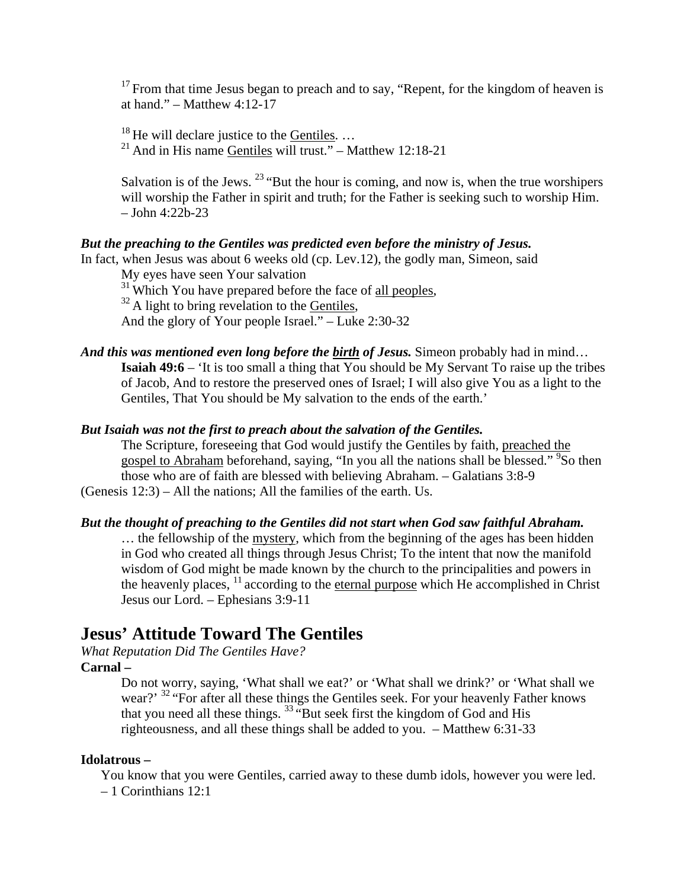[17] From that time Jesus began to preach and to say, "Repent, for the kingdom of heaven is at hand." – Matthew 4:12-17

[18] He will declare justice to the Gentiles. …
[21] And in His name Gentiles will trust." – Matthew 12:18-21

Salvation is of the Jews. [23] "But the hour is coming, and now is, when the true worshipers will worship the Father in spirit and truth; for the Father is seeking such to worship Him. – John 4:22b-23

***But the preaching to the Gentiles was predicted even before the ministry of Jesus.***
In fact, when Jesus was about 6 weeks old (cp. Lev.12), the godly man, Simeon, said

My eyes have seen Your salvation
[31] Which You have prepared before the face of all peoples,
[32] A light to bring revelation to the Gentiles,
And the glory of Your people Israel." – Luke 2:30-32

***And this was mentioned even long before the birth of Jesus.*** Simeon probably had in mind…

**Isaiah 49:6** – 'It is too small a thing that You should be My Servant To raise up the tribes of Jacob, And to restore the preserved ones of Israel; I will also give You as a light to the Gentiles, That You should be My salvation to the ends of the earth.'

***But Isaiah was not the first to preach about the salvation of the Gentiles.***

The Scripture, foreseeing that God would justify the Gentiles by faith, preached the gospel to Abraham beforehand, saying, "In you all the nations shall be blessed." [9]So then those who are of faith are blessed with believing Abraham. – Galatians 3:8-9

(Genesis 12:3) – All the nations; All the families of the earth. Us.

***But the thought of preaching to the Gentiles did not start when God saw faithful Abraham.***

… the fellowship of the mystery, which from the beginning of the ages has been hidden in God who created all things through Jesus Christ; To the intent that now the manifold wisdom of God might be made known by the church to the principalities and powers in the heavenly places, [11] according to the eternal purpose which He accomplished in Christ Jesus our Lord. – Ephesians 3:9-11

# Jesus' Attitude Toward The Gentiles

*What Reputation Did The Gentiles Have?*

**Carnal –**

Do not worry, saying, 'What shall we eat?' or 'What shall we drink?' or 'What shall we wear?' [32] "For after all these things the Gentiles seek. For your heavenly Father knows that you need all these things. [33] "But seek first the kingdom of God and His righteousness, and all these things shall be added to you. – Matthew 6:31-33

**Idolatrous –**

You know that you were Gentiles, carried away to these dumb idols, however you were led. – 1 Corinthians 12:1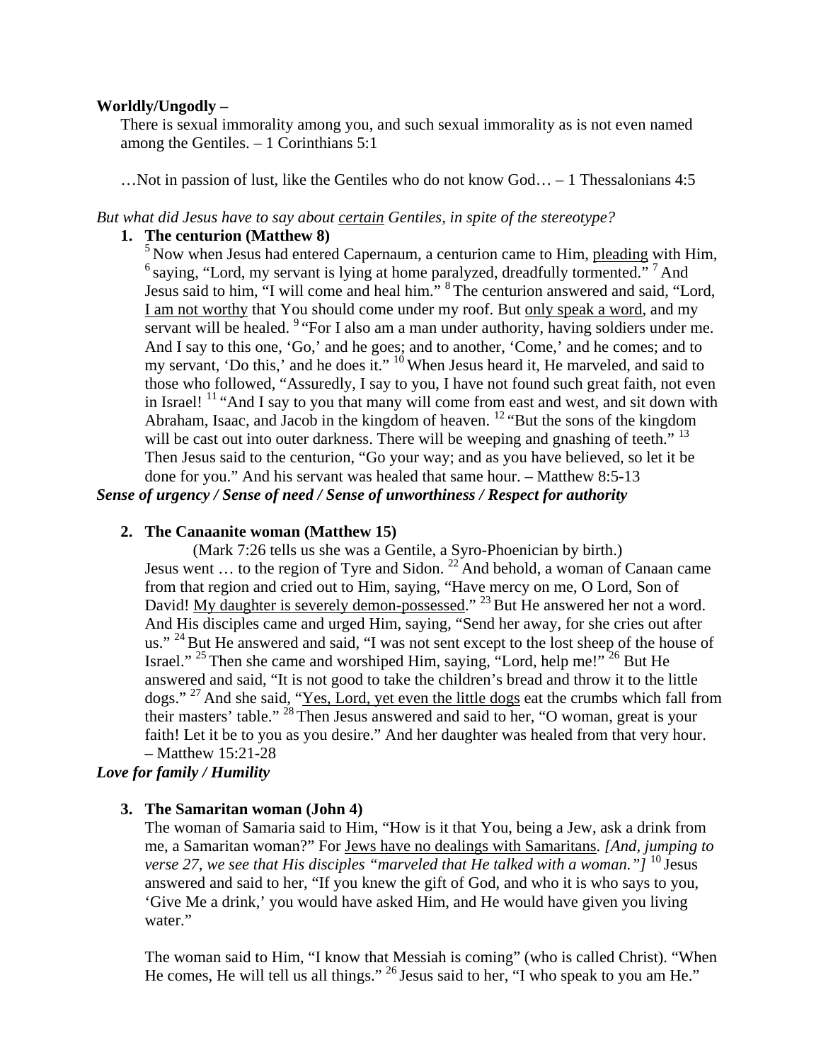**Worldly/Ungodly –**

There is sexual immorality among you, and such sexual immorality as is not even named among the Gentiles. – 1 Corinthians 5:1

…Not in passion of lust, like the Gentiles who do not know God… – 1 Thessalonians 4:5

*But what did Jesus have to say about <u>certain</u> Gentiles, in spite of the stereotype?*

1. **The centurion (Matthew 8)**

   [5] Now when Jesus had entered Capernaum, a centurion came to Him, <u>pleading</u> with Him, [6] saying, "Lord, my servant is lying at home paralyzed, dreadfully tormented." [7] And Jesus said to him, "I will come and heal him." [8] The centurion answered and said, "Lord, <u>I am not worthy</u> that You should come under my roof. But <u>only speak a word</u>, and my servant will be healed. [9] "For I also am a man under authority, having soldiers under me. And I say to this one, 'Go,' and he goes; and to another, 'Come,' and he comes; and to my servant, 'Do this,' and he does it." [10] When Jesus heard it, He marveled, and said to those who followed, "Assuredly, I say to you, I have not found such great faith, not even in Israel! [11] "And I say to you that many will come from east and west, and sit down with Abraham, Isaac, and Jacob in the kingdom of heaven. [12] "But the sons of the kingdom will be cast out into outer darkness. There will be weeping and gnashing of teeth." [13] Then Jesus said to the centurion, "Go your way; and as you have believed, so let it be done for you." And his servant was healed that same hour. – Matthew 8:5-13

***Sense of urgency / Sense of need / Sense of unworthiness / Respect for authority***

2. **The Canaanite woman (Matthew 15)**

   (Mark 7:26 tells us she was a Gentile, a Syro-Phoenician by birth.)

   Jesus went … to the region of Tyre and Sidon. [22] And behold, a woman of Canaan came from that region and cried out to Him, saying, "Have mercy on me, O Lord, Son of David! <u>My daughter is severely demon-possessed</u>." [23] But He answered her not a word. And His disciples came and urged Him, saying, "Send her away, for she cries out after us." [24] But He answered and said, "I was not sent except to the lost sheep of the house of Israel." [25] Then she came and worshiped Him, saying, "Lord, help me!" [26] But He answered and said, "It is not good to take the children's bread and throw it to the little dogs." [27] And she said, "<u>Yes, Lord, yet even the little dogs</u> eat the crumbs which fall from their masters' table." [28] Then Jesus answered and said to her, "O woman, great is your faith! Let it be to you as you desire." And her daughter was healed from that very hour. – Matthew 15:21-28

***Love for family / Humility***

3. **The Samaritan woman (John 4)**

   The woman of Samaria said to Him, "How is it that You, being a Jew, ask a drink from me, a Samaritan woman?" For <u>Jews have no dealings with Samaritans</u>. *[And, jumping to verse 27, we see that His disciples "marveled that He talked with a woman."]* [10] Jesus answered and said to her, "If you knew the gift of God, and who it is who says to you, 'Give Me a drink,' you would have asked Him, and He would have given you living water."

   The woman said to Him, "I know that Messiah is coming" (who is called Christ). "When He comes, He will tell us all things." [26] Jesus said to her, "I who speak to you am He."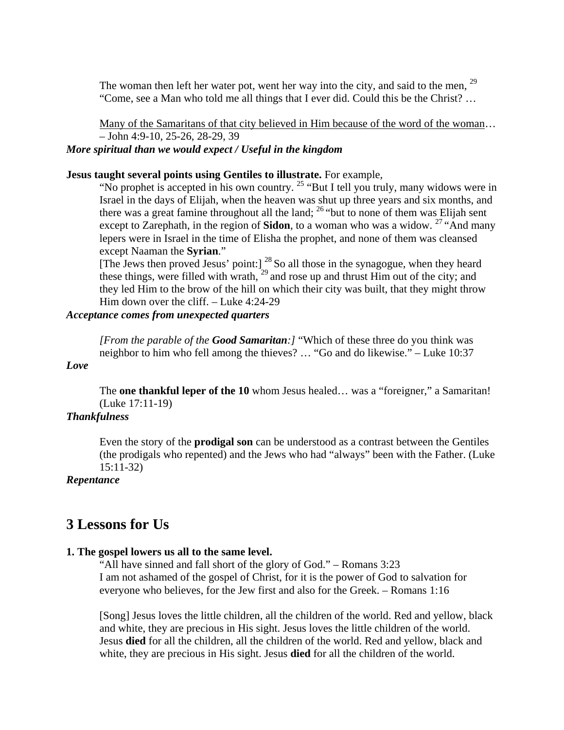> The woman then left her water pot, went her way into the city, and said to the men, [29] "Come, see a Man who told me all things that I ever did. Could this be the Christ? …
>
> <u>Many of the Samaritans of that city believed in Him because of the word of the woman</u>… – John 4:9-10, 25-26, 28-29, 39

***More spiritual than we would expect / Useful in the kingdom***

**Jesus taught several points using Gentiles to illustrate.** For example,

> "No prophet is accepted in his own country. [25] "But I tell you truly, many widows were in Israel in the days of Elijah, when the heaven was shut up three years and six months, and there was a great famine throughout all the land; [26] "but to none of them was Elijah sent except to Zarephath, in the region of **Sidon**, to a woman who was a widow. [27] "And many lepers were in Israel in the time of Elisha the prophet, and none of them was cleansed except Naaman the **Syrian**."
>
> [The Jews then proved Jesus' point:] [28] So all those in the synagogue, when they heard these things, were filled with wrath, [29] and rose up and thrust Him out of the city; and they led Him to the brow of the hill on which their city was built, that they might throw Him down over the cliff. – Luke 4:24-29

***Acceptance comes from unexpected quarters***

> *[From the parable of the **Good Samaritan**:]* "Which of these three do you think was neighbor to him who fell among the thieves? … "Go and do likewise." – Luke 10:37

***Love***

> The **one thankful leper of the 10** whom Jesus healed… was a "foreigner," a Samaritan! (Luke 17:11-19)

***Thankfulness***

> Even the story of the **prodigal son** can be understood as a contrast between the Gentiles (the prodigals who repented) and the Jews who had "always" been with the Father. (Luke 15:11-32)

***Repentance***

# 3 Lessons for Us

**1. The gospel lowers us all to the same level.**

> "All have sinned and fall short of the glory of God." – Romans 3:23
>
> I am not ashamed of the gospel of Christ, for it is the power of God to salvation for everyone who believes, for the Jew first and also for the Greek. – Romans 1:16
>
> [Song] Jesus loves the little children, all the children of the world. Red and yellow, black and white, they are precious in His sight. Jesus loves the little children of the world. Jesus **died** for all the children, all the children of the world. Red and yellow, black and white, they are precious in His sight. Jesus **died** for all the children of the world.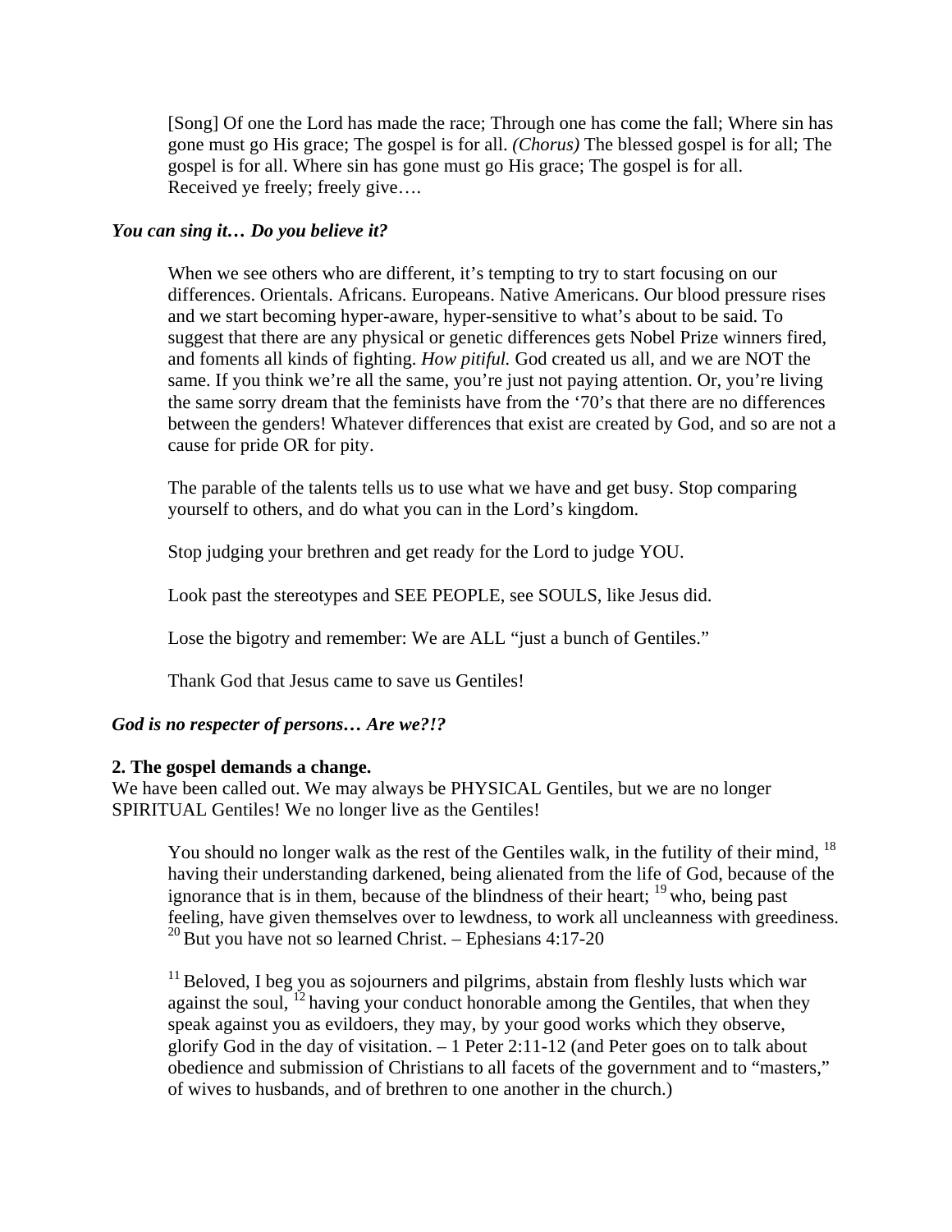[Song] Of one the Lord has made the race; Through one has come the fall; Where sin has gone must go His grace; The gospel is for all. *(Chorus)* The blessed gospel is for all; The gospel is for all. Where sin has gone must go His grace; The gospel is for all. Received ye freely; freely give….

***You can sing it… Do you believe it?***

When we see others who are different, it's tempting to try to start focusing on our differences. Orientals. Africans. Europeans. Native Americans. Our blood pressure rises and we start becoming hyper-aware, hyper-sensitive to what's about to be said. To suggest that there are any physical or genetic differences gets Nobel Prize winners fired, and foments all kinds of fighting. *How pitiful.* God created us all, and we are NOT the same. If you think we're all the same, you're just not paying attention. Or, you're living the same sorry dream that the feminists have from the '70's that there are no differences between the genders! Whatever differences that exist are created by God, and so are not a cause for pride OR for pity.

The parable of the talents tells us to use what we have and get busy. Stop comparing yourself to others, and do what you can in the Lord's kingdom.

Stop judging your brethren and get ready for the Lord to judge YOU.

Look past the stereotypes and SEE PEOPLE, see SOULS, like Jesus did.

Lose the bigotry and remember: We are ALL "just a bunch of Gentiles."

Thank God that Jesus came to save us Gentiles!

***God is no respecter of persons… Are we?!?***

**2. The gospel demands a change.**

We have been called out. We may always be PHYSICAL Gentiles, but we are no longer SPIRITUAL Gentiles! We no longer live as the Gentiles!

You should no longer walk as the rest of the Gentiles walk, in the futility of their mind, [18] having their understanding darkened, being alienated from the life of God, because of the ignorance that is in them, because of the blindness of their heart; [19] who, being past feeling, have given themselves over to lewdness, to work all uncleanness with greediness. [20] But you have not so learned Christ. – Ephesians 4:17-20

[11] Beloved, I beg you as sojourners and pilgrims, abstain from fleshly lusts which war against the soul, [12] having your conduct honorable among the Gentiles, that when they speak against you as evildoers, they may, by your good works which they observe, glorify God in the day of visitation. – 1 Peter 2:11-12 (and Peter goes on to talk about obedience and submission of Christians to all facets of the government and to "masters," of wives to husbands, and of brethren to one another in the church.)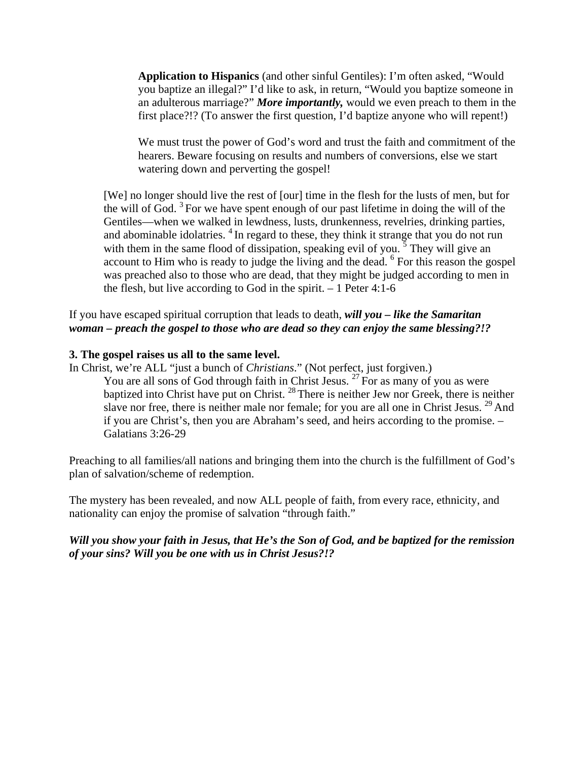**Application to Hispanics** (and other sinful Gentiles): I'm often asked, "Would you baptize an illegal?" I'd like to ask, in return, "Would you baptize someone in an adulterous marriage?" ***More importantly,*** would we even preach to them in the first place?!? (To answer the first question, I'd baptize anyone who will repent!)

We must trust the power of God's word and trust the faith and commitment of the hearers. Beware focusing on results and numbers of conversions, else we start watering down and perverting the gospel!

> [We] no longer should live the rest of [our] time in the flesh for the lusts of men, but for the will of God. [3] For we have spent enough of our past lifetime in doing the will of the Gentiles—when we walked in lewdness, lusts, drunkenness, revelries, drinking parties, and abominable idolatries. [4] In regard to these, they think it strange that you do not run with them in the same flood of dissipation, speaking evil of you. [5] They will give an account to Him who is ready to judge the living and the dead. [6] For this reason the gospel was preached also to those who are dead, that they might be judged according to men in the flesh, but live according to God in the spirit. – 1 Peter 4:1-6

If you have escaped spiritual corruption that leads to death, ***will you – like the Samaritan woman – preach the gospel to those who are dead so they can enjoy the same blessing?!?***

**3. The gospel raises us all to the same level.**

In Christ, we're ALL "just a bunch of *Christians*." (Not perfect, just forgiven.)

> You are all sons of God through faith in Christ Jesus. [27] For as many of you as were baptized into Christ have put on Christ. [28] There is neither Jew nor Greek, there is neither slave nor free, there is neither male nor female; for you are all one in Christ Jesus. [29] And if you are Christ's, then you are Abraham's seed, and heirs according to the promise. – Galatians 3:26-29

Preaching to all families/all nations and bringing them into the church is the fulfillment of God's plan of salvation/scheme of redemption.

The mystery has been revealed, and now ALL people of faith, from every race, ethnicity, and nationality can enjoy the promise of salvation "through faith."

***Will you show your faith in Jesus, that He's the Son of God, and be baptized for the remission of your sins? Will you be one with us in Christ Jesus?!?***